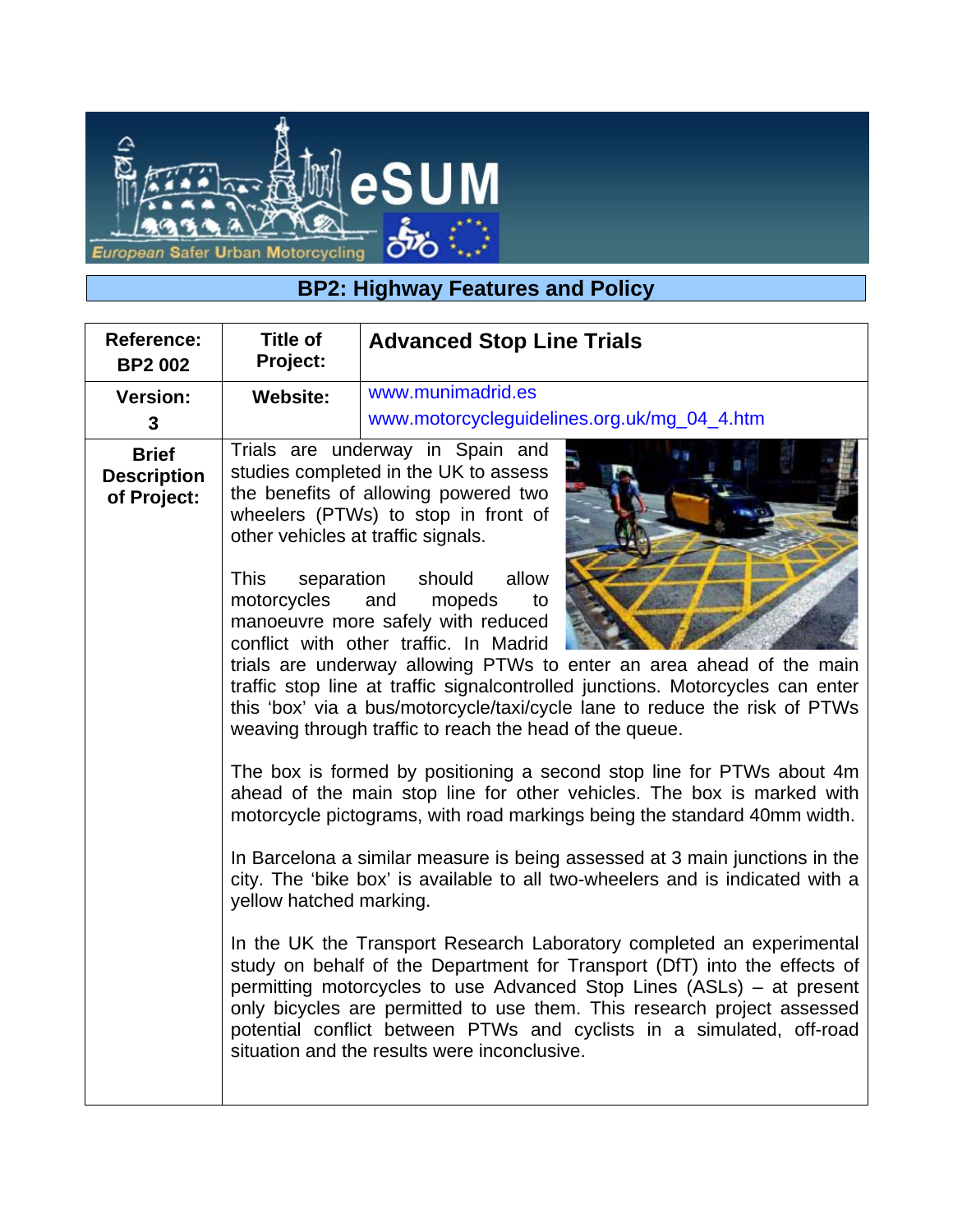## BP2: Highway Features and Policy

| Reference: BP2 002 | Title of Project: | **Advanced Stop Line Trials** |
|---|---|---|
| Version: 3 | Website: | www.munimadrid.es<br>www.motorcycleguidelines.org.uk/mg_04_4.htm |
| Brief Description of Project: | Trials are underway in Spain and studies completed in the UK to assess the benefits of allowing powered two wheelers (PTWs) to stop in front of other vehicles at traffic signals.<br><br>This separation should allow motorcycles and mopeds to manoeuvre more safely with reduced conflict with other traffic. In Madrid trials are underway allowing PTWs to enter an area ahead of the main traffic stop line at traffic signalcontrolled junctions. Motorcycles can enter this 'box' via a bus/motorcycle/taxi/cycle lane to reduce the risk of PTWs weaving through traffic to reach the head of the queue.<br><br>The box is formed by positioning a second stop line for PTWs about 4m ahead of the main stop line for other vehicles. The box is marked with motorcycle pictograms, with road markings being the standard 40mm width.<br><br>In Barcelona a similar measure is being assessed at 3 main junctions in the city. The 'bike box' is available to all two-wheelers and is indicated with a yellow hatched marking.<br><br>In the UK the Transport Research Laboratory completed an experimental study on behalf of the Department for Transport (DfT) into the effects of permitting motorcycles to use Advanced Stop Lines (ASLs) – at present only bicycles are permitted to use them. This research project assessed potential conflict between PTWs and cyclists in a simulated, off-road situation and the results were inconclusive. | |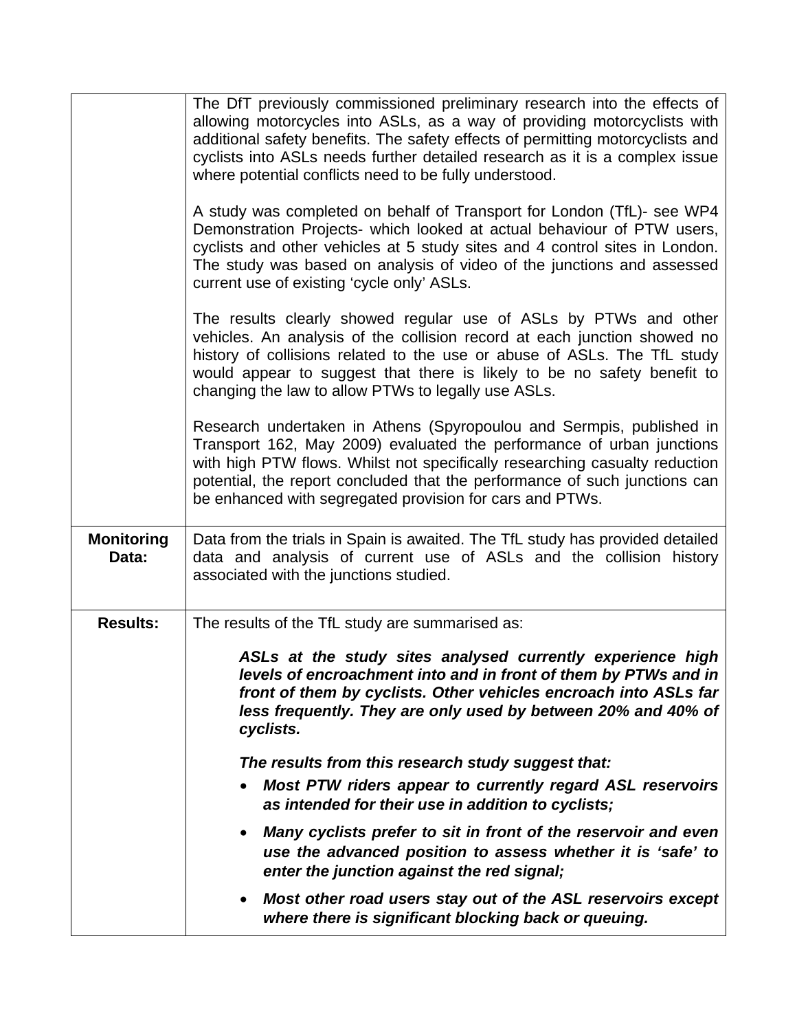| | |
|---|---|
| | The DfT previously commissioned preliminary research into the effects of allowing motorcycles into ASLs, as a way of providing motorcyclists with additional safety benefits. The safety effects of permitting motorcyclists and cyclists into ASLs needs further detailed research as it is a complex issue where potential conflicts need to be fully understood.<br><br>A study was completed on behalf of Transport for London (TfL)- see WP4 Demonstration Projects- which looked at actual behaviour of PTW users, cyclists and other vehicles at 5 study sites and 4 control sites in London. The study was based on analysis of video of the junctions and assessed current use of existing 'cycle only' ASLs.<br><br>The results clearly showed regular use of ASLs by PTWs and other vehicles. An analysis of the collision record at each junction showed no history of collisions related to the use or abuse of ASLs. The TfL study would appear to suggest that there is likely to be no safety benefit to changing the law to allow PTWs to legally use ASLs.<br><br>Research undertaken in Athens (Spyropoulou and Sermpis, published in Transport 162, May 2009) evaluated the performance of urban junctions with high PTW flows. Whilst not specifically researching casualty reduction potential, the report concluded that the performance of such junctions can be enhanced with segregated provision for cars and PTWs. |
| **Monitoring Data:** | Data from the trials in Spain is awaited. The TfL study has provided detailed data and analysis of current use of ASLs and the collision history associated with the junctions studied. |
| **Results:** | The results of the TfL study are summarised as:<br><br>***ASLs at the study sites analysed currently experience high levels of encroachment into and in front of them by PTWs and in front of them by cyclists. Other vehicles encroach into ASLs far less frequently. They are only used by between 20% and 40% of cyclists.***<br><br>***The results from this research study suggest that:***<br>• ***Most PTW riders appear to currently regard ASL reservoirs as intended for their use in addition to cyclists;***<br>• ***Many cyclists prefer to sit in front of the reservoir and even use the advanced position to assess whether it is 'safe' to enter the junction against the red signal;***<br>• ***Most other road users stay out of the ASL reservoirs except where there is significant blocking back or queuing.*** |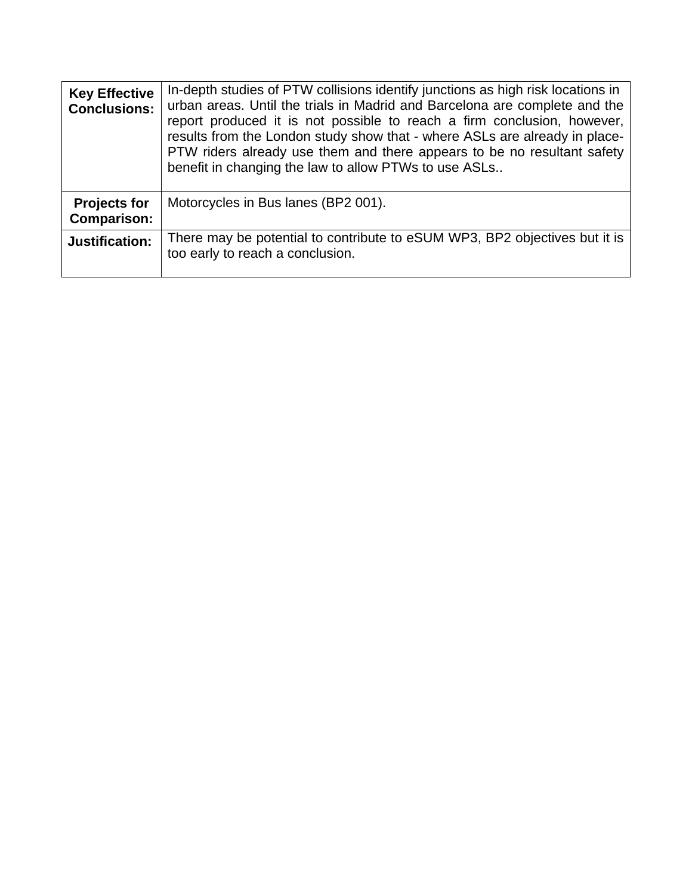| | |
|---|---|
| **Key Effective Conclusions:** | In-depth studies of PTW collisions identify junctions as high risk locations in urban areas. Until the trials in Madrid and Barcelona are complete and the report produced it is not possible to reach a firm conclusion, however, results from the London study show that - where ASLs are already in place- PTW riders already use them and there appears to be no resultant safety benefit in changing the law to allow PTWs to use ASLs.. |
| **Projects for Comparison:** | Motorcycles in Bus lanes (BP2 001). |
| **Justification:** | There may be potential to contribute to eSUM WP3, BP2 objectives but it is too early to reach a conclusion. |